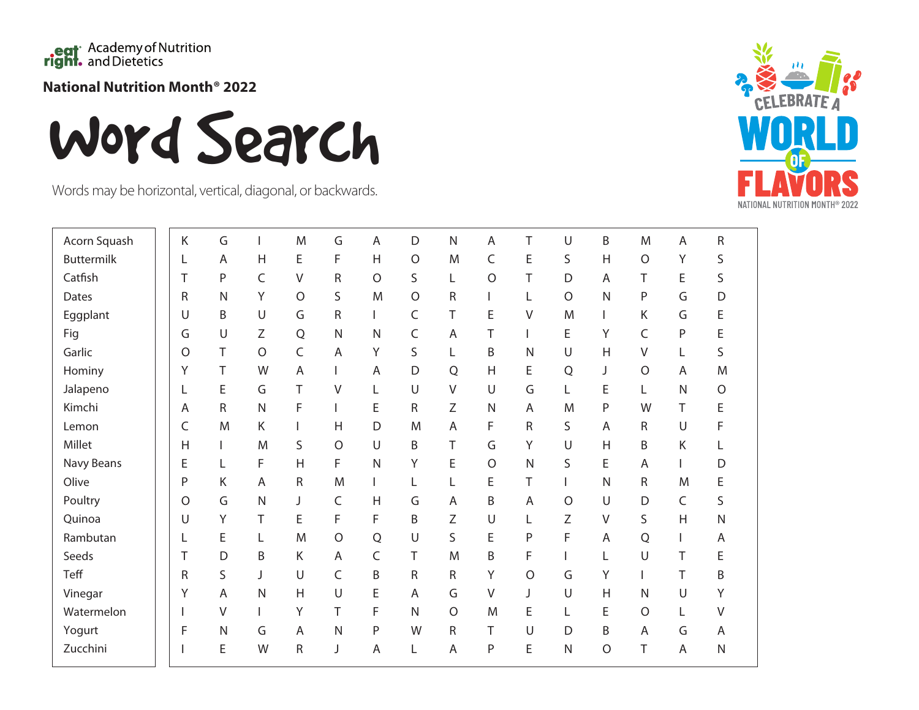Academy of Nutrition and Dietetics

**National Nutrition Month® 2022**

# Word Search

Words may be horizontal, vertical, diagonal, or backwards.

CELEBRATE A WORLD OF FLAVORS
NATIONAL NUTRITION MONTH® 2022

- Acorn Squash
- Buttermilk
- Catfish
- Dates
- Eggplant
- Fig
- Garlic
- Hominy
- Jalapeno
- Kimchi
- Lemon
- Millet
- Navy Beans
- Olive
- Poultry
- Quinoa
- Rambutan
- Seeds
- Teff
- Vinegar
- Watermelon
- Yogurt
- Zucchini

| | | | | | | | | | | | | | | |
|---|---|---|---|---|---|---|---|---|---|---|---|---|---|---|
| K | G | I | M | G | A | D | N | A | T | U | B | M | A | R |
| L | A | H | E | F | H | O | M | C | E | S | H | O | Y | S |
| T | P | C | V | R | O | S | L | O | T | D | A | T | E | S |
| R | N | Y | O | S | M | O | R | I | L | O | N | P | G | D |
| U | B | U | G | R | I | C | T | E | V | M | I | K | G | E |
| G | U | Z | Q | N | N | C | A | T | I | E | Y | C | P | E |
| O | T | O | C | A | Y | S | L | B | N | U | H | V | L | S |
| Y | T | W | A | I | A | D | Q | H | E | Q | J | O | A | M |
| L | E | G | T | V | L | U | V | U | G | L | E | L | N | O |
| A | R | N | F | I | E | R | Z | N | A | M | P | W | T | E |
| C | M | K | I | H | D | M | A | F | R | S | A | R | U | F |
| H | I | M | S | O | U | B | T | G | Y | U | H | B | K | L |
| E | L | F | H | F | N | Y | E | O | N | S | E | A | I | D |
| P | K | A | R | M | I | L | L | E | T | I | N | R | M | E |
| O | G | N | J | C | H | G | A | B | A | O | U | D | C | S |
| U | Y | T | E | F | F | B | Z | U | L | Z | V | S | H | N |
| L | E | L | M | O | Q | U | S | E | P | F | A | Q | I | A |
| T | D | B | K | A | C | T | M | B | F | I | L | U | T | E |
| R | S | J | U | C | B | R | R | Y | O | G | Y | I | T | B |
| Y | A | N | H | U | E | A | G | V | J | U | H | N | U | Y |
| I | V | I | Y | T | F | N | O | M | E | L | E | O | L | V |
| F | N | G | A | N | P | W | R | T | U | D | B | A | G | A |
| I | E | W | R | J | A | L | A | P | E | N | O | T | A | N |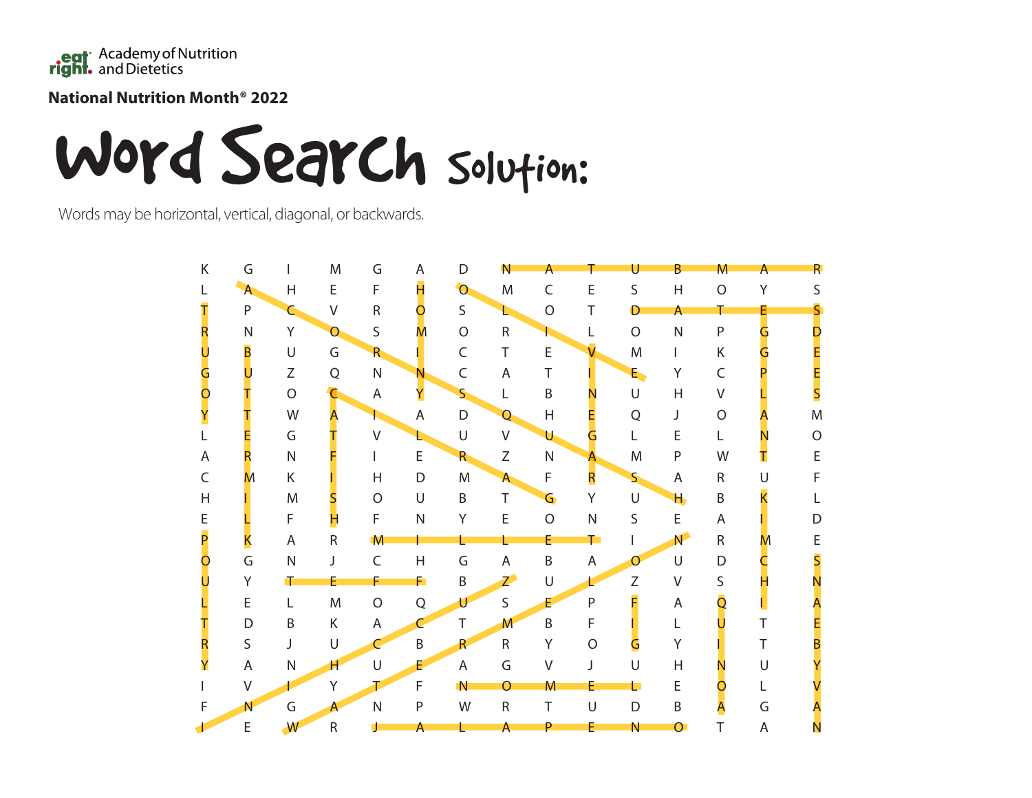Academy of Nutrition and Dietetics

**National Nutrition Month® 2022**

# Word Search Solution:

Words may be horizontal, vertical, diagonal, or backwards.

| | | | | | | | | | | | | | | |
|---|---|---|---|---|---|---|---|---|---|---|---|---|---|---|
| K | G | I | M | G | A | D | N | A | T | U | B | M | A | R |
| L | A | H | E | F | H | O | M | C | E | S | H | O | Y | S |
| T | P | C | V | R | O | S | L | O | T | D | A | T | E | S |
| R | N | Y | O | S | M | O | R | I | L | O | N | P | G | D |
| U | B | U | G | R | I | C | T | E | V | M | I | K | G | E |
| G | U | Z | Q | N | N | C | A | T | I | E | Y | C | P | E |
| O | T | O | C | A | Y | S | L | B | N | U | H | V | L | S |
| Y | T | W | A | I | A | D | Q | H | E | Q | J | O | A | M |
| L | E | G | T | V | L | U | V | U | G | L | E | L | N | O |
| A | R | N | F | I | E | R | Z | N | A | M | P | W | T | E |
| C | M | K | I | H | D | M | A | F | R | S | A | R | U | F |
| H | I | M | S | O | U | B | T | G | Y | U | H | B | K | L |
| E | L | F | H | F | N | Y | E | O | N | S | E | A | I | D |
| P | K | A | R | M | I | L | L | E | T | I | N | R | M | E |
| O | G | N | J | C | H | G | A | B | A | O | U | D | C | S |
| U | Y | T | E | F | F | B | Z | U | L | Z | V | S | H | N |
| L | E | L | M | O | Q | U | S | E | P | F | A | Q | I | A |
| T | D | B | K | A | C | T | M | B | F | I | L | U | T | E |
| R | S | J | U | C | B | R | R | Y | O | G | Y | I | T | B |
| Y | A | N | H | U | E | A | G | V | J | U | H | N | U | Y |
| I | V | I | Y | T | F | N | O | M | E | L | E | O | L | V |
| F | N | G | A | N | P | W | R | T | U | D | B | A | G | A |
| I | E | W | R | J | A | L | A | P | E | N | O | T | A | N |